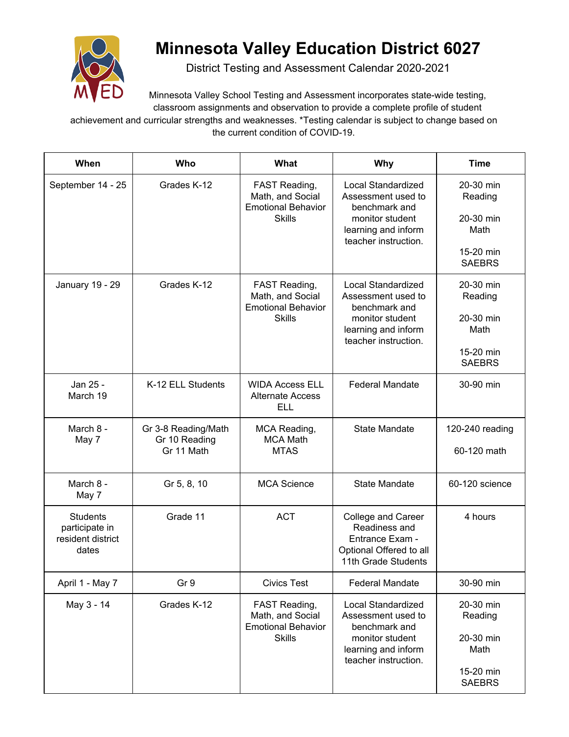# Minnesota Valley Education District 6027

District Testing and Assessment Calendar 2020-2021

Minnesota Valley School Testing and Assessment incorporates state-wide testing, classroom assignments and observation to provide a complete profile of student achievement and curricular strengths and weaknesses. *Testing calendar is subject to change based on the current condition of COVID-19.

| When | Who | What | Why | Time |
|---|---|---|---|---|
| September 14 - 25 | Grades K-12 | FAST Reading, Math, and Social Emotional Behavior Skills | Local Standardized Assessment used to benchmark and monitor student learning and inform teacher instruction. | 20-30 min Reading<br><br>20-30 min Math<br><br>15-20 min SAEBRS |
| January 19 - 29 | Grades K-12 | FAST Reading, Math, and Social Emotional Behavior Skills | Local Standardized Assessment used to benchmark and monitor student learning and inform teacher instruction. | 20-30 min Reading<br><br>20-30 min Math<br><br>15-20 min SAEBRS |
| Jan 25 - March 19 | K-12 ELL Students | WIDA Access ELL Alternate Access ELL | Federal Mandate | 30-90 min |
| March 8 - May 7 | Gr 3-8 Reading/Math<br>Gr 10 Reading<br>Gr 11 Math | MCA Reading, MCA Math MTAS | State Mandate | 120-240 reading<br><br>60-120 math |
| March 8 - May 7 | Gr 5, 8, 10 | MCA Science | State Mandate | 60-120 science |
| Students participate in resident district dates | Grade 11 | ACT | College and Career Readiness and Entrance Exam - Optional Offered to all 11th Grade Students | 4 hours |
| April 1 - May 7 | Gr 9 | Civics Test | Federal Mandate | 30-90 min |
| May 3 - 14 | Grades K-12 | FAST Reading, Math, and Social Emotional Behavior Skills | Local Standardized Assessment used to benchmark and monitor student learning and inform teacher instruction. | 20-30 min Reading<br><br>20-30 min Math<br><br>15-20 min SAEBRS |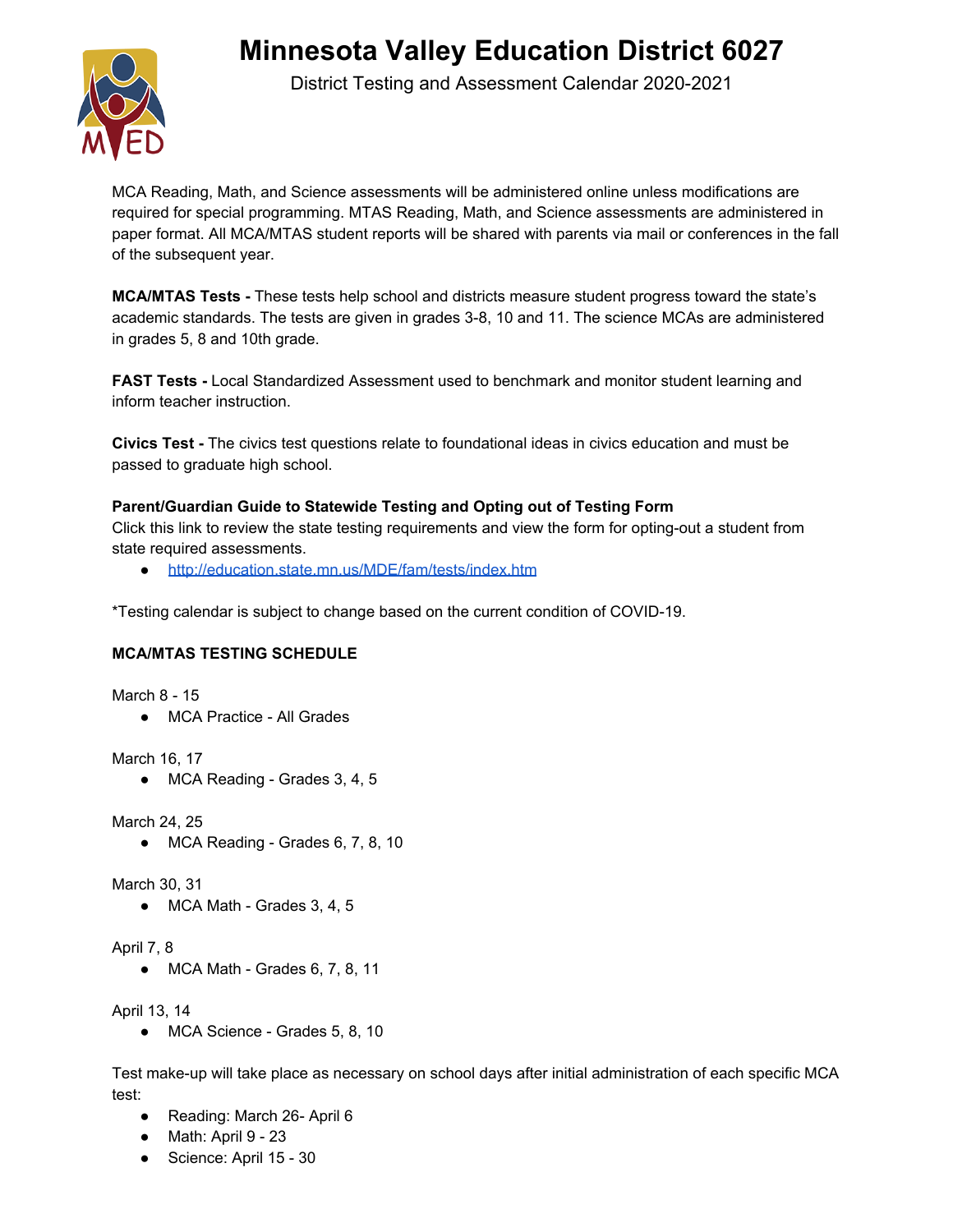# Minnesota Valley Education District 6027

District Testing and Assessment Calendar 2020-2021

MCA Reading, Math, and Science assessments will be administered online unless modifications are required for special programming. MTAS Reading, Math, and Science assessments are administered in paper format. All MCA/MTAS student reports will be shared with parents via mail or conferences in the fall of the subsequent year.

**MCA/MTAS Tests -** These tests help school and districts measure student progress toward the state's academic standards. The tests are given in grades 3-8, 10 and 11. The science MCAs are administered in grades 5, 8 and 10th grade.

**FAST Tests -** Local Standardized Assessment used to benchmark and monitor student learning and inform teacher instruction.

**Civics Test -** The civics test questions relate to foundational ideas in civics education and must be passed to graduate high school.

**Parent/Guardian Guide to Statewide Testing and Opting out of Testing Form**
Click this link to review the state testing requirements and view the form for opting-out a student from state required assessments.

- http://education.state.mn.us/MDE/fam/tests/index.htm

*Testing calendar is subject to change based on the current condition of COVID-19.

**MCA/MTAS TESTING SCHEDULE**

March 8 - 15

- MCA Practice - All Grades

March 16, 17

- MCA Reading - Grades 3, 4, 5

March 24, 25

- MCA Reading - Grades 6, 7, 8, 10

March 30, 31

- MCA Math - Grades 3, 4, 5

April 7, 8

- MCA Math - Grades 6, 7, 8, 11

April 13, 14

- MCA Science - Grades 5, 8, 10

Test make-up will take place as necessary on school days after initial administration of each specific MCA test:

- Reading: March 26- April 6
- Math: April 9 - 23
- Science: April 15 - 30